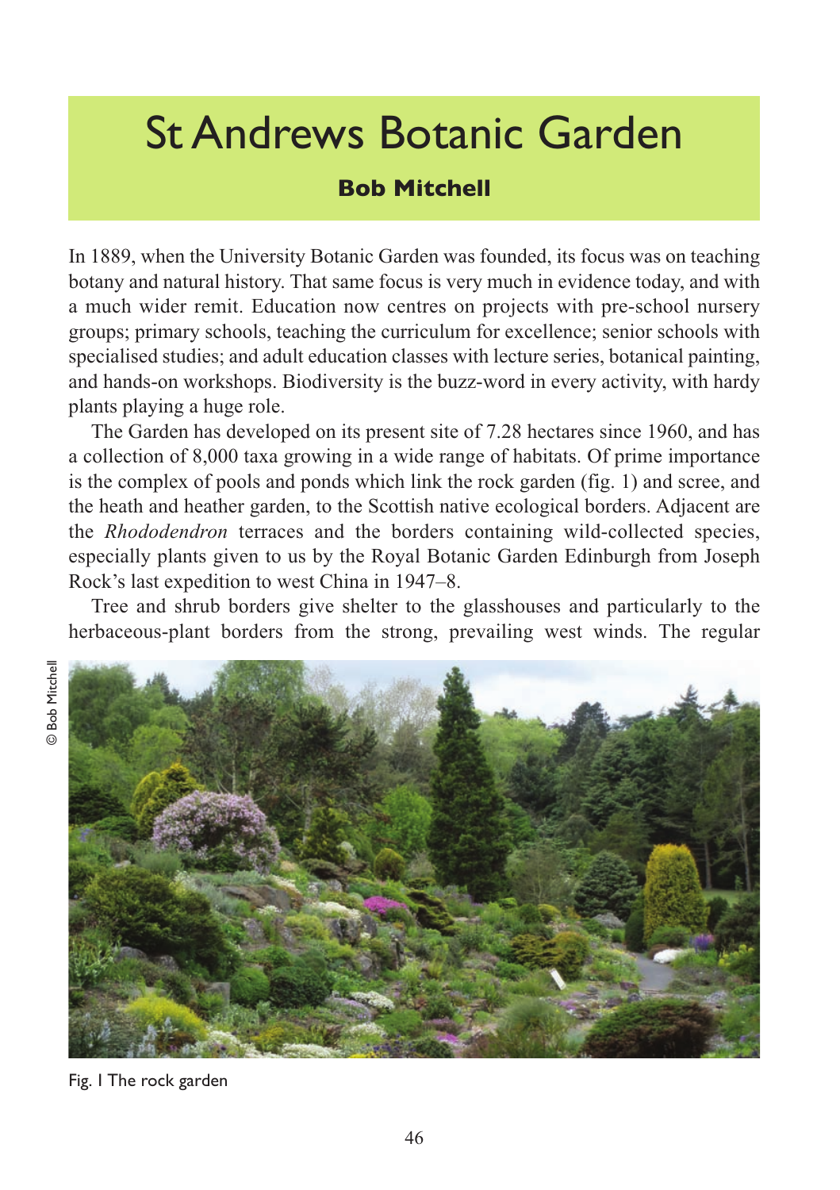# St Andrews Botanic Garden

**Bob Mitchell**

In 1889, when the University Botanic Garden was founded, its focus was on teaching botany and natural history. That same focus is very much in evidence today, and with a much wider remit. Education now centres on projects with pre-school nursery groups; primary schools, teaching the curriculum for excellence; senior schools with specialised studies; and adult education classes with lecture series, botanical painting, and hands-on workshops. Biodiversity is the buzz-word in every activity, with hardy plants playing a huge role.

The Garden has developed on its present site of 7.28 hectares since 1960, and has a collection of 8,000 taxa growing in a wide range of habitats. Of prime importance is the complex of pools and ponds which link the rock garden (fig. 1) and scree, and the heath and heather garden, to the Scottish native ecological borders. Adjacent are the *Rhododendron* terraces and the borders containing wild-collected species, especially plants given to us by the Royal Botanic Garden Edinburgh from Joseph Rock's last expedition to west China in 1947–8.

Tree and shrub borders give shelter to the glasshouses and particularly to the herbaceous-plant borders from the strong, prevailing west winds. The regular

© Bob Mitchell

Fig. 1 The rock garden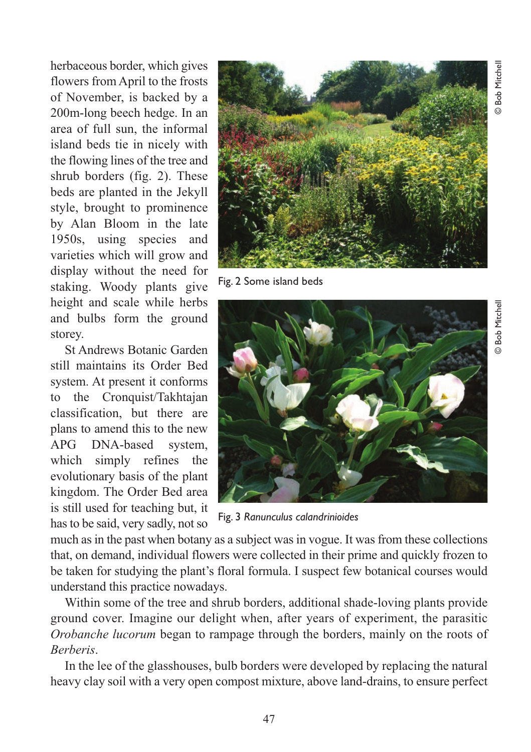herbaceous border, which gives flowers from April to the frosts of November, is backed by a 200m-long beech hedge. In an area of full sun, the informal island beds tie in nicely with the flowing lines of the tree and shrub borders (fig. 2). These beds are planted in the Jekyll style, brought to prominence by Alan Bloom in the late 1950s, using species and varieties which will grow and display without the need for staking. Woody plants give height and scale while herbs and bulbs form the ground storey.

Fig. 2 Some island beds

© Bob Mitchell

Fig. 3 *Ranunculus calandrinioides*

© Bob Mitchell

St Andrews Botanic Garden still maintains its Order Bed system. At present it conforms to the Cronquist/Takhtajan classification, but there are plans to amend this to the new APG DNA-based system, which simply refines the evolutionary basis of the plant kingdom. The Order Bed area is still used for teaching but, it has to be said, very sadly, not so much as in the past when botany as a subject was in vogue. It was from these collections that, on demand, individual flowers were collected in their prime and quickly frozen to be taken for studying the plant's floral formula. I suspect few botanical courses would understand this practice nowadays.

Within some of the tree and shrub borders, additional shade-loving plants provide ground cover. Imagine our delight when, after years of experiment, the parasitic *Orobanche lucorum* began to rampage through the borders, mainly on the roots of *Berberis*.

In the lee of the glasshouses, bulb borders were developed by replacing the natural heavy clay soil with a very open compost mixture, above land-drains, to ensure perfect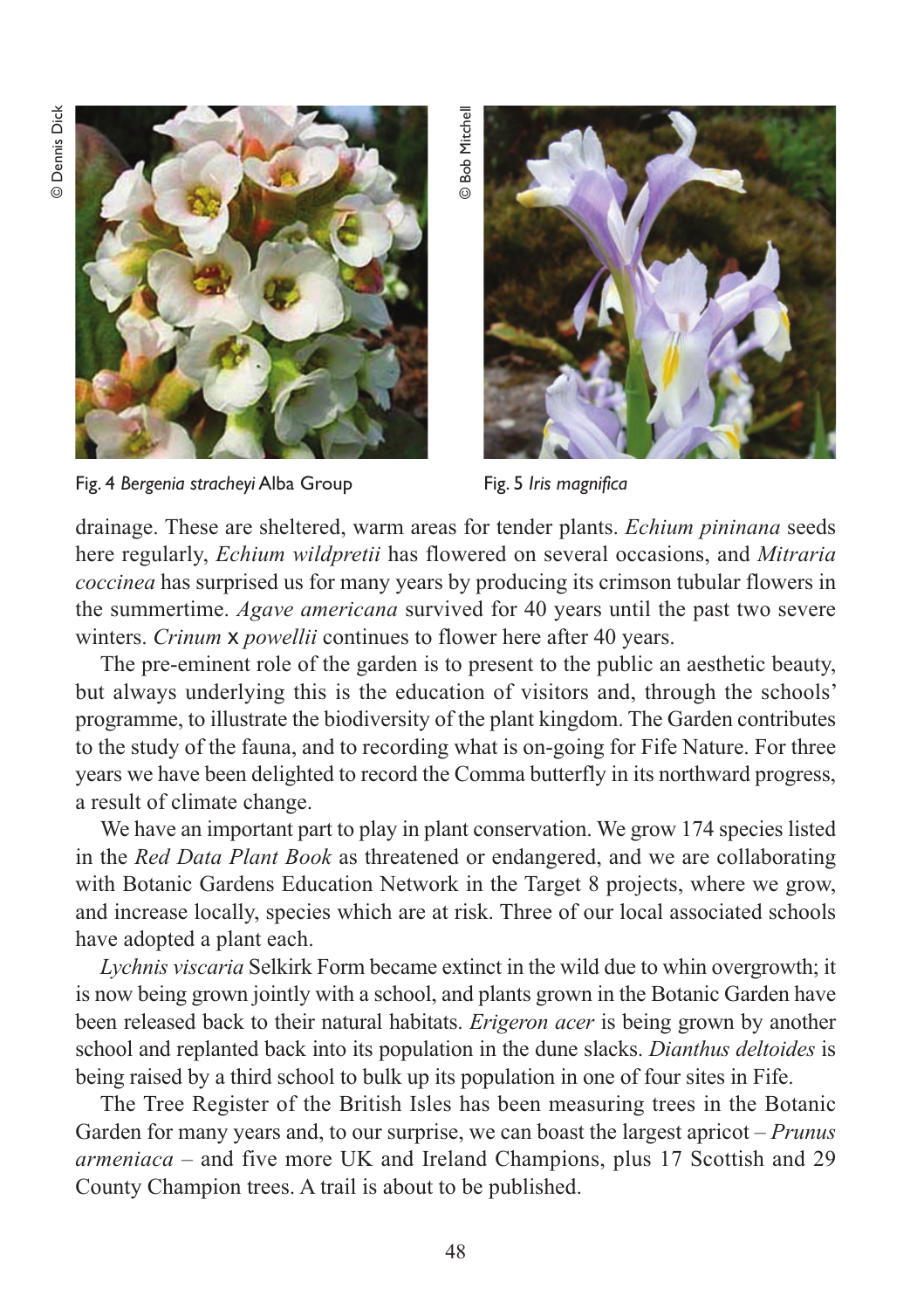Fig. 4 *Bergenia stracheyi* Alba Group

Fig. 5 *Iris magnifica*

drainage. These are sheltered, warm areas for tender plants. *Echium pininana* seeds here regularly, *Echium wildpretii* has flowered on several occasions, and *Mitraria coccinea* has surprised us for many years by producing its crimson tubular flowers in the summertime. *Agave americana* survived for 40 years until the past two severe winters. *Crinum* x *powellii* continues to flower here after 40 years.

The pre-eminent role of the garden is to present to the public an aesthetic beauty, but always underlying this is the education of visitors and, through the schools' programme, to illustrate the biodiversity of the plant kingdom. The Garden contributes to the study of the fauna, and to recording what is on-going for Fife Nature. For three years we have been delighted to record the Comma butterfly in its northward progress, a result of climate change.

We have an important part to play in plant conservation. We grow 174 species listed in the *Red Data Plant Book* as threatened or endangered, and we are collaborating with Botanic Gardens Education Network in the Target 8 projects, where we grow, and increase locally, species which are at risk. Three of our local associated schools have adopted a plant each.

*Lychnis viscaria* Selkirk Form became extinct in the wild due to whin overgrowth; it is now being grown jointly with a school, and plants grown in the Botanic Garden have been released back to their natural habitats. *Erigeron acer* is being grown by another school and replanted back into its population in the dune slacks. *Dianthus deltoides* is being raised by a third school to bulk up its population in one of four sites in Fife.

The Tree Register of the British Isles has been measuring trees in the Botanic Garden for many years and, to our surprise, we can boast the largest apricot – *Prunus armeniaca* – and five more UK and Ireland Champions, plus 17 Scottish and 29 County Champion trees. A trail is about to be published.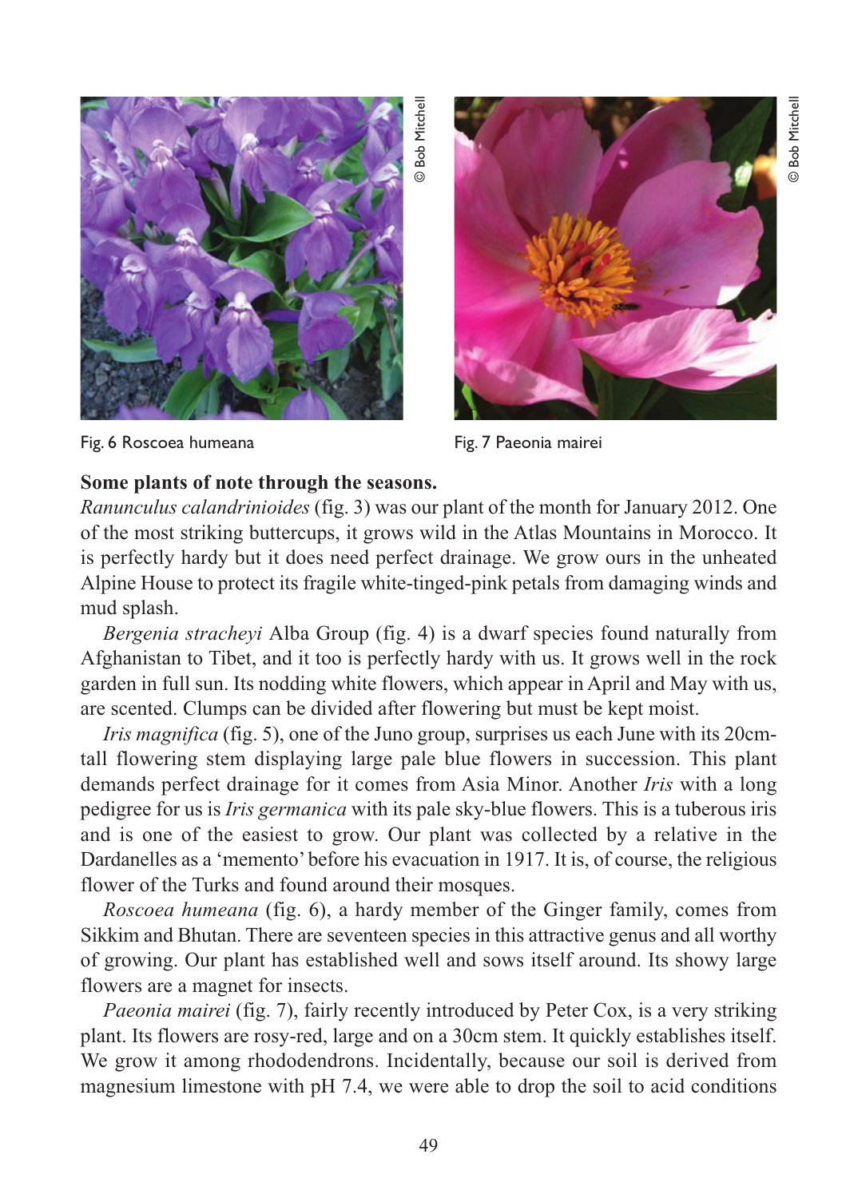Fig. 6 Roscoea humeana

Fig. 7 Paeonia mairei

**Some plants of note through the seasons.**

*Ranunculus calandrinioides* (fig. 3) was our plant of the month for January 2012. One of the most striking buttercups, it grows wild in the Atlas Mountains in Morocco. It is perfectly hardy but it does need perfect drainage. We grow ours in the unheated Alpine House to protect its fragile white-tinged-pink petals from damaging winds and mud splash.

*Bergenia stracheyi* Alba Group (fig. 4) is a dwarf species found naturally from Afghanistan to Tibet, and it too is perfectly hardy with us. It grows well in the rock garden in full sun. Its nodding white flowers, which appear in April and May with us, are scented. Clumps can be divided after flowering but must be kept moist.

*Iris magnifica* (fig. 5), one of the Juno group, surprises us each June with its 20cm-tall flowering stem displaying large pale blue flowers in succession. This plant demands perfect drainage for it comes from Asia Minor. Another *Iris* with a long pedigree for us is *Iris germanica* with its pale sky-blue flowers. This is a tuberous iris and is one of the easiest to grow. Our plant was collected by a relative in the Dardanelles as a 'memento' before his evacuation in 1917. It is, of course, the religious flower of the Turks and found around their mosques.

*Roscoea humeana* (fig. 6), a hardy member of the Ginger family, comes from Sikkim and Bhutan. There are seventeen species in this attractive genus and all worthy of growing. Our plant has established well and sows itself around. Its showy large flowers are a magnet for insects.

*Paeonia mairei* (fig. 7), fairly recently introduced by Peter Cox, is a very striking plant. Its flowers are rosy-red, large and on a 30cm stem. It quickly establishes itself. We grow it among rhododendrons. Incidentally, because our soil is derived from magnesium limestone with pH 7.4, we were able to drop the soil to acid conditions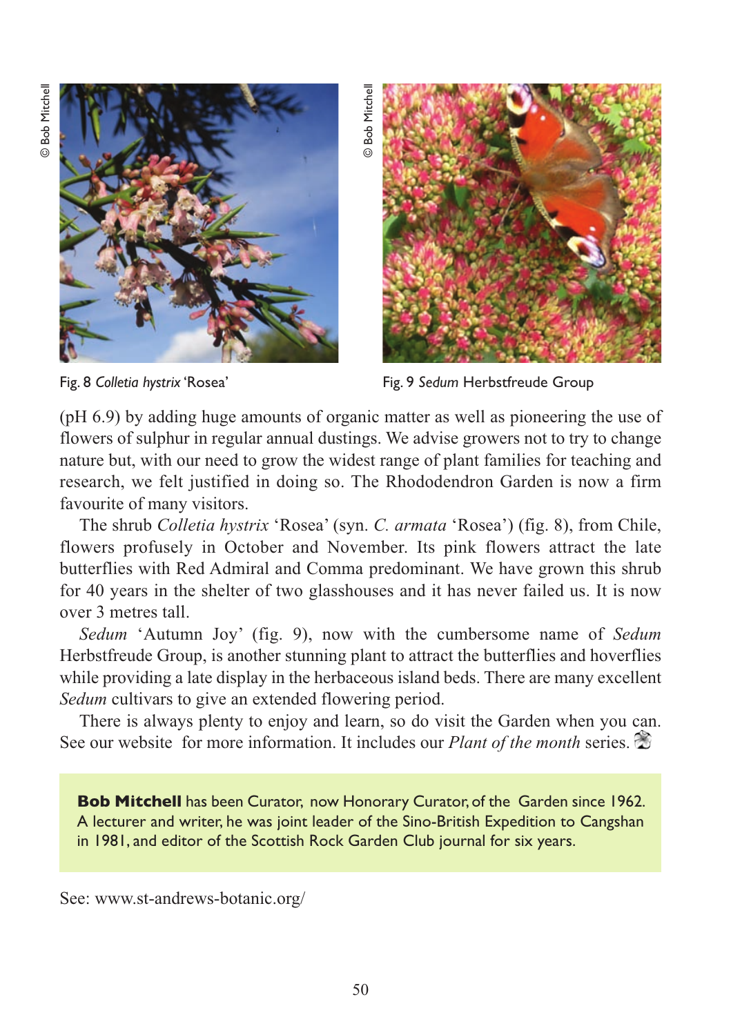Fig. 8 *Colletia hystrix* 'Rosea'

Fig. 9 *Sedum* Herbstfreude Group

(pH 6.9) by adding huge amounts of organic matter as well as pioneering the use of flowers of sulphur in regular annual dustings. We advise growers not to try to change nature but, with our need to grow the widest range of plant families for teaching and research, we felt justified in doing so. The Rhododendron Garden is now a firm favourite of many visitors.

The shrub *Colletia hystrix* 'Rosea' (syn. *C. armata* 'Rosea') (fig. 8), from Chile, flowers profusely in October and November. Its pink flowers attract the late butterflies with Red Admiral and Comma predominant. We have grown this shrub for 40 years in the shelter of two glasshouses and it has never failed us. It is now over 3 metres tall.

*Sedum* 'Autumn Joy' (fig. 9), now with the cumbersome name of *Sedum* Herbstfreude Group, is another stunning plant to attract the butterflies and hoverflies while providing a late display in the herbaceous island beds. There are many excellent *Sedum* cultivars to give an extended flowering period.

There is always plenty to enjoy and learn, so do visit the Garden when you can. See our website for more information. It includes our *Plant of the month* series.

**Bob Mitchell** has been Curator, now Honorary Curator, of the Garden since 1962. A lecturer and writer, he was joint leader of the Sino-British Expedition to Cangshan in 1981, and editor of the Scottish Rock Garden Club journal for six years.

See: www.st-andrews-botanic.org/